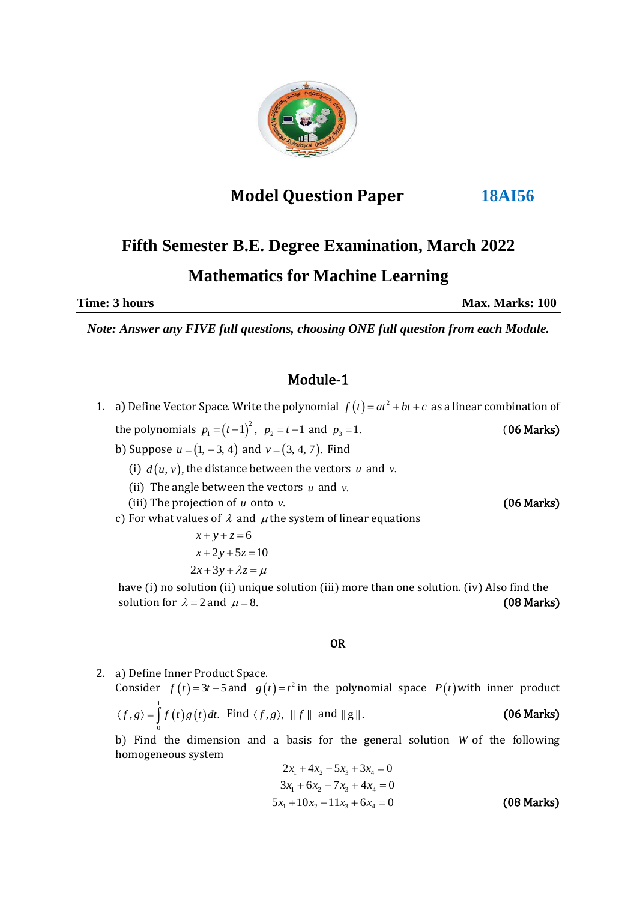## Model Question Paper 18AI56

## Fifth Semester B.E. Degree Examination, March 2022

## Mathematics for Machine Learning

**Time: 3 hours** **Max. Marks: 100**

***Note: Answer any FIVE full questions, choosing ONE full question from each Module.***

## Module-1

1. a) Define Vector Space. Write the polynomial $f(t) = at^2 + bt + c$ as a linear combination of the polynomials $p_1 = (t-1)^2$, $p_2 = t-1$ and $p_3 = 1$. **(06 Marks)**

   b) Suppose $u = (1, -3, 4)$ and $v = (3, 4, 7)$. Find

   (i) $d(u, v)$, the distance between the vectors $u$ and $v$.

   (ii) The angle between the vectors $u$ and $v$.

   (iii) The projection of $u$ onto $v$. **(06 Marks)**

   c) For what values of $\lambda$ and $\mu$ the system of linear equations

   $$x + y + z = 6$$
   $$x + 2y + 5z = 10$$
   $$2x + 3y + \lambda z = \mu$$

   have (i) no solution (ii) unique solution (iii) more than one solution. (iv) Also find the solution for $\lambda = 2$ and $\mu = 8$. **(08 Marks)**

**OR**

2. a) Define Inner Product Space.
   Consider $f(t) = 3t - 5$ and $g(t) = t^2$ in the polynomial space $P(t)$ with inner product $\langle f, g \rangle = \int_0^1 f(t)g(t)\,dt$. Find $\langle f, g \rangle$, $\| f \|$ and $\| g \|$. **(06 Marks)**

   b) Find the dimension and a basis for the general solution $W$ of the following homogeneous system

   $$2x_1 + 4x_2 - 5x_3 + 3x_4 = 0$$
   $$3x_1 + 6x_2 - 7x_3 + 4x_4 = 0$$
   $$5x_1 + 10x_2 - 11x_3 + 6x_4 = 0$$

   **(08 Marks)**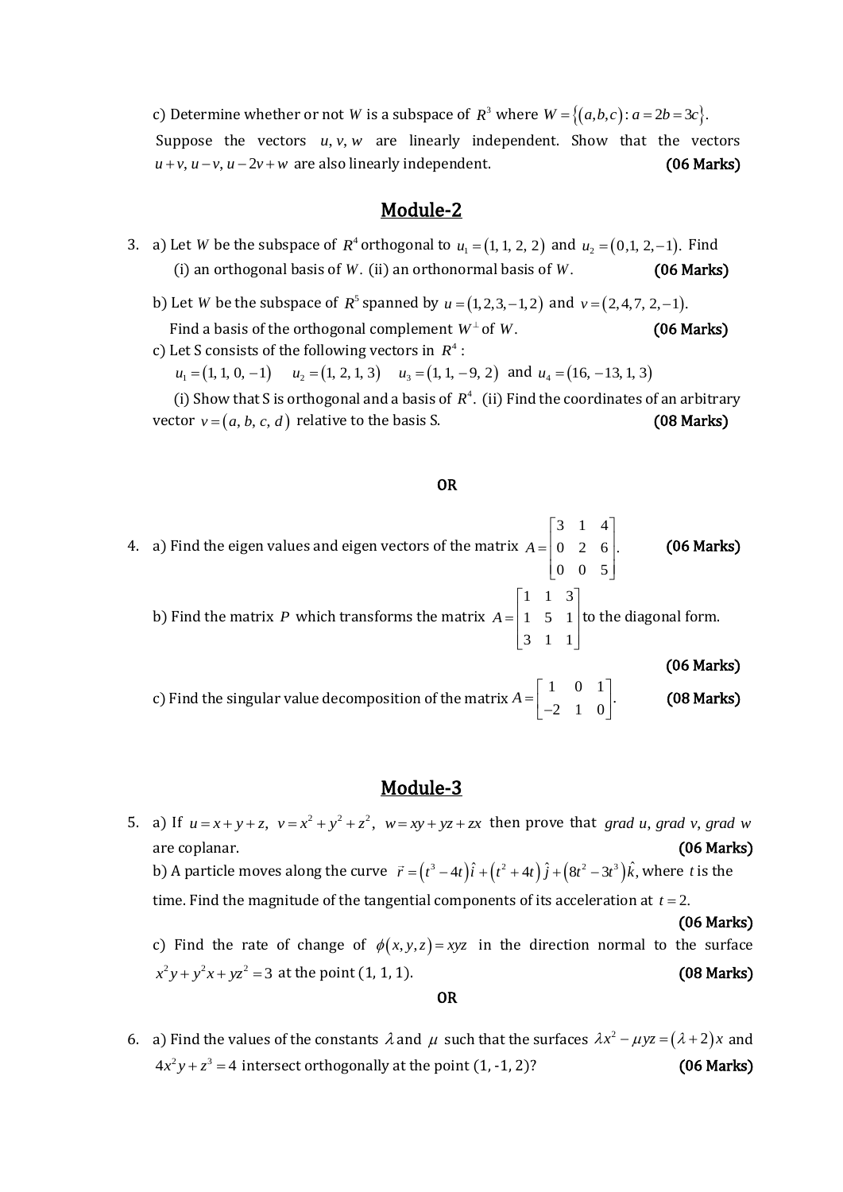c) Determine whether or not $W$ is a subspace of $R^3$ where $W = \{(a,b,c) : a = 2b = 3c\}$.

Suppose the vectors $u, v, w$ are linearly independent. Show that the vectors $u+v,\ u-v,\ u-2v+w$ are also linearly independent. **(06 Marks)**

## Module-2

3. a) Let $W$ be the subspace of $R^4$ orthogonal to $u_1 = (1, 1, 2, 2)$ and $u_2 = (0, 1, 2, -1)$. Find (i) an orthogonal basis of $W$. (ii) an orthonormal basis of $W$. **(06 Marks)**

b) Let $W$ be the subspace of $R^5$ spanned by $u = (1, 2, 3, -1, 2)$ and $v = (2, 4, 7, 2, -1)$. Find a basis of the orthogonal complement $W^{\perp}$ of $W$. **(06 Marks)**

c) Let S consists of the following vectors in $R^4$:

$u_1 = (1, 1, 0, -1)$ $\quad u_2 = (1, 2, 1, 3)$ $\quad u_3 = (1, 1, -9, 2)$ and $u_4 = (16, -13, 1, 3)$

(i) Show that S is orthogonal and a basis of $R^4$. (ii) Find the coordinates of an arbitrary vector $v = (a, b, c, d)$ relative to the basis S. **(08 Marks)**

**OR**

4. a) Find the eigen values and eigen vectors of the matrix $A = \begin{bmatrix} 3 & 1 & 4 \\ 0 & 2 & 6 \\ 0 & 0 & 5 \end{bmatrix}$. **(06 Marks)**

b) Find the matrix $P$ which transforms the matrix $A = \begin{bmatrix} 1 & 1 & 3 \\ 1 & 5 & 1 \\ 3 & 1 & 1 \end{bmatrix}$ to the diagonal form. **(06 Marks)**

c) Find the singular value decomposition of the matrix $A = \begin{bmatrix} 1 & 0 & 1 \\ -2 & 1 & 0 \end{bmatrix}$. **(08 Marks)**

## Module-3

5. a) If $u = x + y + z,\ v = x^2 + y^2 + z^2,\ w = xy + yz + zx$ then prove that *grad u, grad v, grad w* are coplanar. **(06 Marks)**

b) A particle moves along the curve $\vec{r} = (t^3 - 4t)\hat{i} + (t^2 + 4t)\hat{j} + (8t^2 - 3t^3)\hat{k}$, where $t$ is the time. Find the magnitude of the tangential components of its acceleration at $t = 2$. **(06 Marks)**

c) Find the rate of change of $\phi(x, y, z) = xyz$ in the direction normal to the surface $x^2y + y^2x + yz^2 = 3$ at the point (1, 1, 1). **(08 Marks)**

**OR**

6. a) Find the values of the constants $\lambda$ and $\mu$ such that the surfaces $\lambda x^2 - \mu yz = (\lambda + 2)x$ and $4x^2y + z^3 = 4$ intersect orthogonally at the point (1, -1, 2)? **(06 Marks)**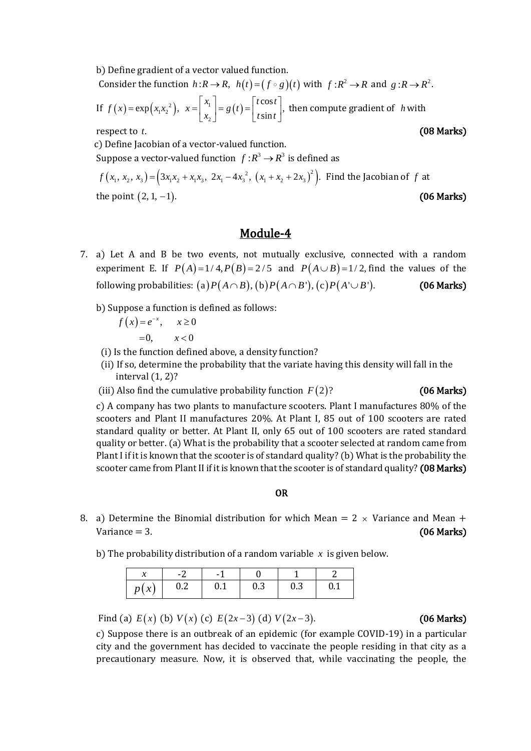b) Define gradient of a vector valued function.

Consider the function $h: R \to R,\ h(t) = (f \circ g)(t)$ with $f: R^2 \to R$ and $g: R \to R^2$.

If $f(x) = \exp(x_1 x_2^2),\ x = \begin{bmatrix} x_1 \\ x_2 \end{bmatrix} = g(t) = \begin{bmatrix} t\cos t \\ t\sin t \end{bmatrix}$, then compute gradient of $h$ with respect to $t$. **(08 Marks)**

c) Define Jacobian of a vector-valued function.

Suppose a vector-valued function $f: R^3 \to R^3$ is defined as

$f(x_1, x_2, x_3) = \left(3x_1x_2 + x_1x_3,\ 2x_1 - 4x_3^2,\ (x_1 + x_2 + 2x_3)^2\right)$. Find the Jacobian of $f$ at the point $(2, 1, -1)$. **(06 Marks)**

## Module-4

7. a) Let A and B be two events, not mutually exclusive, connected with a random experiment E. If $P(A) = 1/4, P(B) = 2/5$ and $P(A \cup B) = 1/2$, find the values of the following probabilities: $(a) P(A \cap B), (b) P(A \cap B'), (c) P(A' \cup B')$. **(06 Marks)**

b) Suppose a function is defined as follows:

$$f(x) = e^{-x}, \quad x \geq 0$$
$$= 0, \quad x < 0$$

(i) Is the function defined above, a density function?

(ii) If so, determine the probability that the variate having this density will fall in the interval (1, 2)?

(iii) Also find the cumulative probability function $F(2)$? **(06 Marks)**

c) A company has two plants to manufacture scooters. Plant I manufactures 80% of the scooters and Plant II manufactures 20%. At Plant I, 85 out of 100 scooters are rated standard quality or better. At Plant II, only 65 out of 100 scooters are rated standard quality or better. (a) What is the probability that a scooter selected at random came from Plant I if it is known that the scooter is of standard quality? (b) What is the probability the scooter came from Plant II if it is known that the scooter is of standard quality? **(08 Marks)**

**OR**

8. a) Determine the Binomial distribution for which Mean = 2 × Variance and Mean + Variance = 3. **(06 Marks)**

b) The probability distribution of a random variable $x$ is given below.

| $x$ | -2 | -1 | 0 | 1 | 2 |
|---|---|---|---|---|---|
| $p(x)$ | 0.2 | 0.1 | 0.3 | 0.3 | 0.1 |

Find (a) $E(x)$ (b) $V(x)$ (c) $E(2x-3)$ (d) $V(2x-3)$. **(06 Marks)**

c) Suppose there is an outbreak of an epidemic (for example COVID-19) in a particular city and the government has decided to vaccinate the people residing in that city as a precautionary measure. Now, it is observed that, while vaccinating the people, the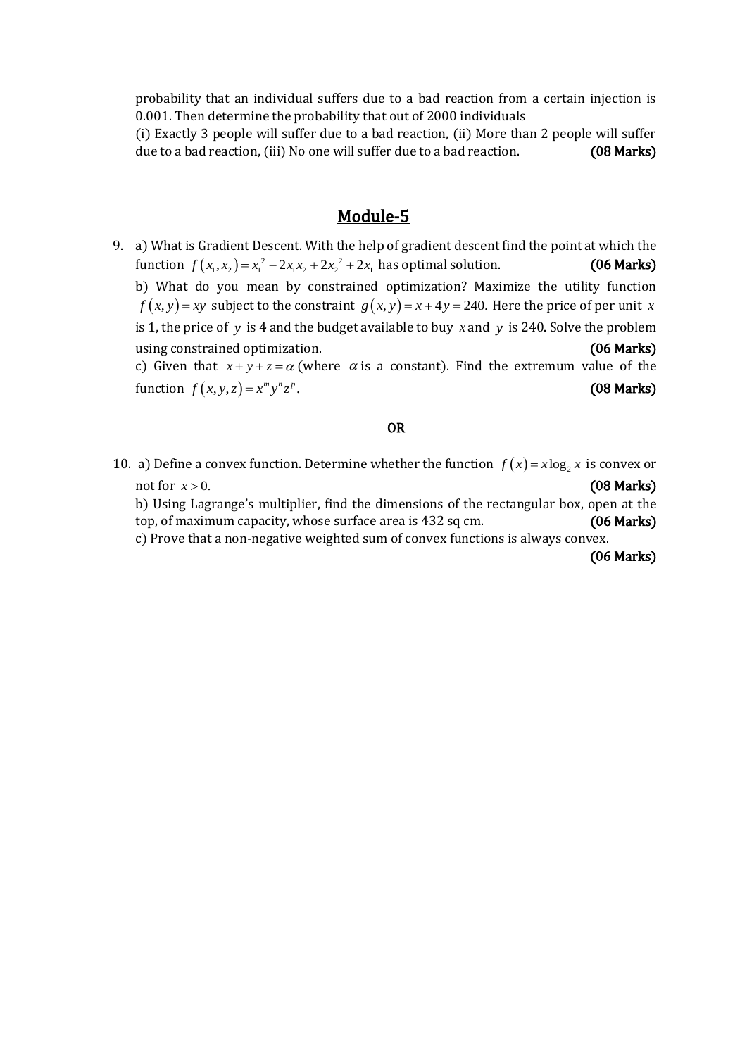probability that an individual suffers due to a bad reaction from a certain injection is 0.001. Then determine the probability that out of 2000 individuals
(i) Exactly 3 people will suffer due to a bad reaction, (ii) More than 2 people will suffer due to a bad reaction, (iii) No one will suffer due to a bad reaction. **(08 Marks)**

## Module-5

9. a) What is Gradient Descent. With the help of gradient descent find the point at which the function $f(x_1, x_2) = x_1^2 - 2x_1x_2 + 2x_2^2 + 2x_1$ has optimal solution. **(06 Marks)**

   b) What do you mean by constrained optimization? Maximize the utility function $f(x, y) = xy$ subject to the constraint $g(x, y) = x + 4y = 240$. Here the price of per unit $x$ is 1, the price of $y$ is 4 and the budget available to buy $x$ and $y$ is 240. Solve the problem using constrained optimization. **(06 Marks)**

   c) Given that $x + y + z = \alpha$ (where $\alpha$ is a constant). Find the extremum value of the function $f(x, y, z) = x^m y^n z^p$. **(08 Marks)**

**OR**

10. a) Define a convex function. Determine whether the function $f(x) = x \log_2 x$ is convex or not for $x > 0$. **(08 Marks)**

    b) Using Lagrange's multiplier, find the dimensions of the rectangular box, open at the top, of maximum capacity, whose surface area is 432 sq cm. **(06 Marks)**

    c) Prove that a non-negative weighted sum of convex functions is always convex. **(06 Marks)**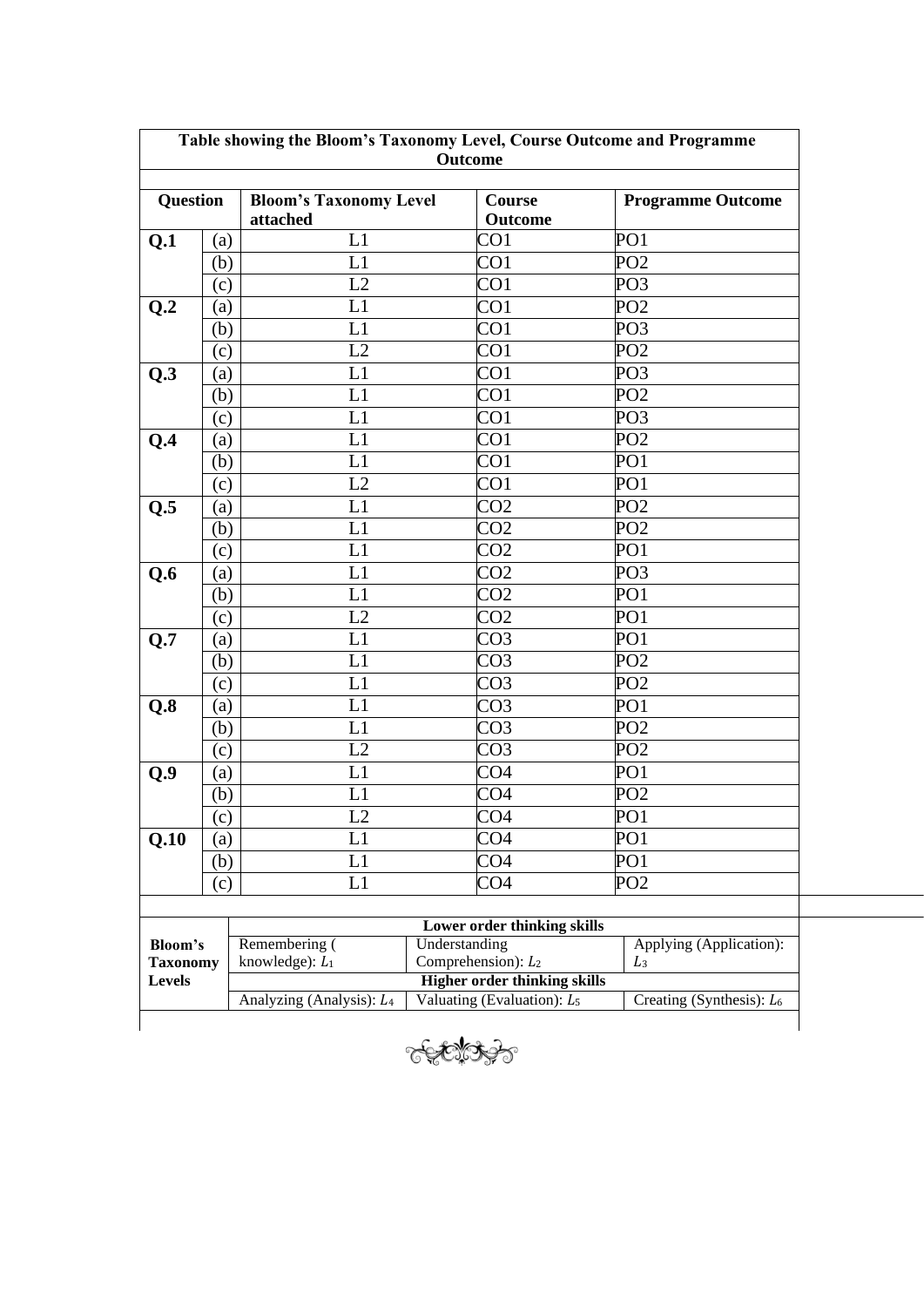**Table showing the Bloom's Taxonomy Level, Course Outcome and Programme Outcome**

| Question | | Bloom's Taxonomy Level attached | Course Outcome | Programme Outcome |
|---|---|---|---|---|
| **Q.1** | (a) | L1 | CO1 | PO1 |
| | (b) | L1 | CO1 | PO2 |
| | (c) | L2 | CO1 | PO3 |
| **Q.2** | (a) | L1 | CO1 | PO2 |
| | (b) | L1 | CO1 | PO3 |
| | (c) | L2 | CO1 | PO2 |
| **Q.3** | (a) | L1 | CO1 | PO3 |
| | (b) | L1 | CO1 | PO2 |
| | (c) | L1 | CO1 | PO3 |
| **Q.4** | (a) | L1 | CO1 | PO2 |
| | (b) | L1 | CO1 | PO1 |
| | (c) | L2 | CO1 | PO1 |
| **Q.5** | (a) | L1 | CO2 | PO2 |
| | (b) | L1 | CO2 | PO2 |
| | (c) | L1 | CO2 | PO1 |
| **Q.6** | (a) | L1 | CO2 | PO3 |
| | (b) | L1 | CO2 | PO1 |
| | (c) | L2 | CO2 | PO1 |
| **Q.7** | (a) | L1 | CO3 | PO1 |
| | (b) | L1 | CO3 | PO2 |
| | (c) | L1 | CO3 | PO2 |
| **Q.8** | (a) | L1 | CO3 | PO1 |
| | (b) | L1 | CO3 | PO2 |
| | (c) | L2 | CO3 | PO2 |
| **Q.9** | (a) | L1 | CO4 | PO1 |
| | (b) | L1 | CO4 | PO2 |
| | (c) | L2 | CO4 | PO1 |
| **Q.10** | (a) | L1 | CO4 | PO1 |
| | (b) | L1 | CO4 | PO1 |
| | (c) | L1 | CO4 | PO2 |

| | | | |
|---|---|---|---|
| **Bloom's Taxonomy Levels** | **Lower order thinking skills** | | |
| | Remembering ( knowledge): $L_1$ | Understanding Comprehension): $L_2$ | Applying (Application): $L_3$ |
| | **Higher order thinking skills** | | |
| | Analyzing (Analysis): $L_4$ | Valuating (Evaluation): $L_5$ | Creating (Synthesis): $L_6$ |